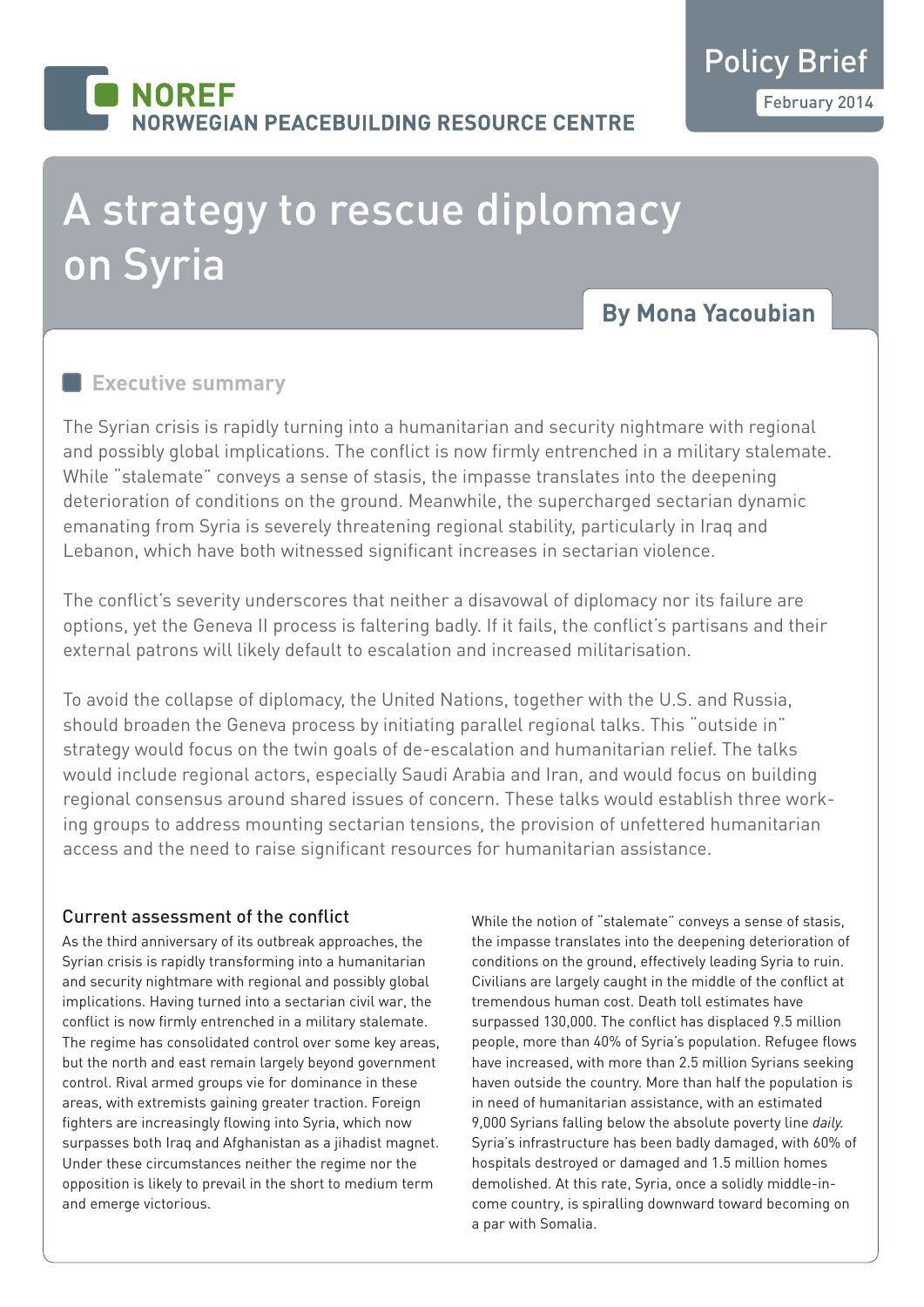NOREF
NORWEGIAN PEACEBUILDING RESOURCE CENTRE

Policy Brief
February 2014

# A strategy to rescue diplomacy on Syria

**By Mona Yacoubian**

## Executive summary

The Syrian crisis is rapidly turning into a humanitarian and security nightmare with regional and possibly global implications. The conflict is now firmly entrenched in a military stalemate. While "stalemate" conveys a sense of stasis, the impasse translates into the deepening deterioration of conditions on the ground. Meanwhile, the supercharged sectarian dynamic emanating from Syria is severely threatening regional stability, particularly in Iraq and Lebanon, which have both witnessed significant increases in sectarian violence.

The conflict's severity underscores that neither a disavowal of diplomacy nor its failure are options, yet the Geneva II process is faltering badly. If it fails, the conflict's partisans and their external patrons will likely default to escalation and increased militarisation.

To avoid the collapse of diplomacy, the United Nations, together with the U.S. and Russia, should broaden the Geneva process by initiating parallel regional talks. This "outside in" strategy would focus on the twin goals of de-escalation and humanitarian relief. The talks would include regional actors, especially Saudi Arabia and Iran, and would focus on building regional consensus around shared issues of concern. These talks would establish three working groups to address mounting sectarian tensions, the provision of unfettered humanitarian access and the need to raise significant resources for humanitarian assistance.

### Current assessment of the conflict

As the third anniversary of its outbreak approaches, the Syrian crisis is rapidly transforming into a humanitarian and security nightmare with regional and possibly global implications. Having turned into a sectarian civil war, the conflict is now firmly entrenched in a military stalemate. The regime has consolidated control over some key areas, but the north and east remain largely beyond government control. Rival armed groups vie for dominance in these areas, with extremists gaining greater traction. Foreign fighters are increasingly flowing into Syria, which now surpasses both Iraq and Afghanistan as a jihadist magnet. Under these circumstances neither the regime nor the opposition is likely to prevail in the short to medium term and emerge victorious.

While the notion of "stalemate" conveys a sense of stasis, the impasse translates into the deepening deterioration of conditions on the ground, effectively leading Syria to ruin. Civilians are largely caught in the middle of the conflict at tremendous human cost. Death toll estimates have surpassed 130,000. The conflict has displaced 9.5 million people, more than 40% of Syria's population. Refugee flows have increased, with more than 2.5 million Syrians seeking haven outside the country. More than half the population is in need of humanitarian assistance, with an estimated 9,000 Syrians falling below the absolute poverty line *daily*. Syria's infrastructure has been badly damaged, with 60% of hospitals destroyed or damaged and 1.5 million homes demolished. At this rate, Syria, once a solidly middle-income country, is spiralling downward toward becoming on a par with Somalia.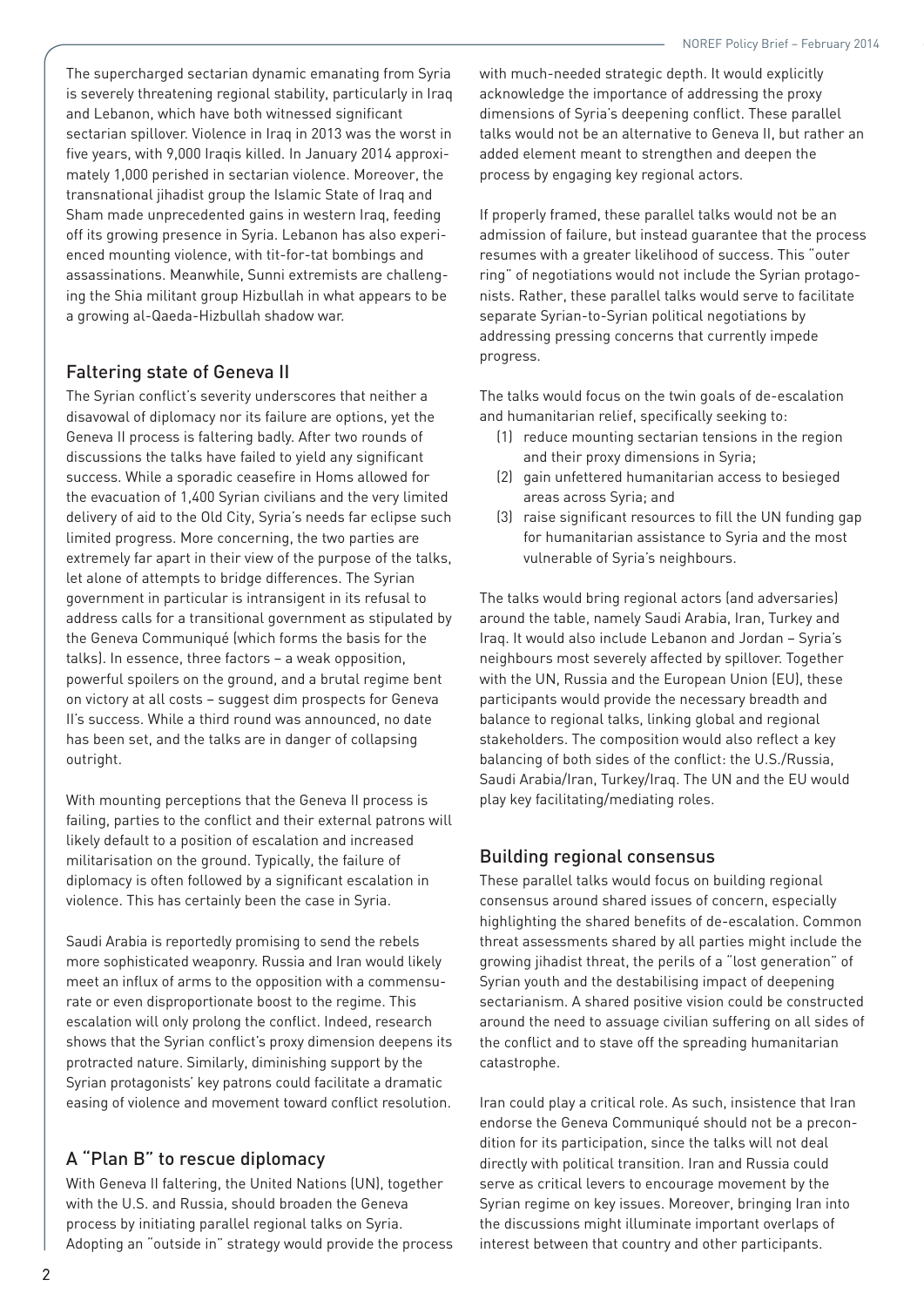The supercharged sectarian dynamic emanating from Syria is severely threatening regional stability, particularly in Iraq and Lebanon, which have both witnessed significant sectarian spillover. Violence in Iraq in 2013 was the worst in five years, with 9,000 Iraqis killed. In January 2014 approximately 1,000 perished in sectarian violence. Moreover, the transnational jihadist group the Islamic State of Iraq and Sham made unprecedented gains in western Iraq, feeding off its growing presence in Syria. Lebanon has also experienced mounting violence, with tit-for-tat bombings and assassinations. Meanwhile, Sunni extremists are challenging the Shia militant group Hizbullah in what appears to be a growing al-Qaeda-Hizbullah shadow war.

## Faltering state of Geneva II

The Syrian conflict's severity underscores that neither a disavowal of diplomacy nor its failure are options, yet the Geneva II process is faltering badly. After two rounds of discussions the talks have failed to yield any significant success. While a sporadic ceasefire in Homs allowed for the evacuation of 1,400 Syrian civilians and the very limited delivery of aid to the Old City, Syria's needs far eclipse such limited progress. More concerning, the two parties are extremely far apart in their view of the purpose of the talks, let alone of attempts to bridge differences. The Syrian government in particular is intransigent in its refusal to address calls for a transitional government as stipulated by the Geneva Communiqué (which forms the basis for the talks). In essence, three factors – a weak opposition, powerful spoilers on the ground, and a brutal regime bent on victory at all costs – suggest dim prospects for Geneva II's success. While a third round was announced, no date has been set, and the talks are in danger of collapsing outright.

With mounting perceptions that the Geneva II process is failing, parties to the conflict and their external patrons will likely default to a position of escalation and increased militarisation on the ground. Typically, the failure of diplomacy is often followed by a significant escalation in violence. This has certainly been the case in Syria.

Saudi Arabia is reportedly promising to send the rebels more sophisticated weaponry. Russia and Iran would likely meet an influx of arms to the opposition with a commensurate or even disproportionate boost to the regime. This escalation will only prolong the conflict. Indeed, research shows that the Syrian conflict's proxy dimension deepens its protracted nature. Similarly, diminishing support by the Syrian protagonists' key patrons could facilitate a dramatic easing of violence and movement toward conflict resolution.

## A "Plan B" to rescue diplomacy

With Geneva II faltering, the United Nations (UN), together with the U.S. and Russia, should broaden the Geneva process by initiating parallel regional talks on Syria. Adopting an "outside in" strategy would provide the process with much-needed strategic depth. It would explicitly acknowledge the importance of addressing the proxy dimensions of Syria's deepening conflict. These parallel talks would not be an alternative to Geneva II, but rather an added element meant to strengthen and deepen the process by engaging key regional actors.

If properly framed, these parallel talks would not be an admission of failure, but instead guarantee that the process resumes with a greater likelihood of success. This "outer ring" of negotiations would not include the Syrian protagonists. Rather, these parallel talks would serve to facilitate separate Syrian-to-Syrian political negotiations by addressing pressing concerns that currently impede progress.

The talks would focus on the twin goals of de-escalation and humanitarian relief, specifically seeking to:

(1) reduce mounting sectarian tensions in the region and their proxy dimensions in Syria;
(2) gain unfettered humanitarian access to besieged areas across Syria; and
(3) raise significant resources to fill the UN funding gap for humanitarian assistance to Syria and the most vulnerable of Syria's neighbours.

The talks would bring regional actors (and adversaries) around the table, namely Saudi Arabia, Iran, Turkey and Iraq. It would also include Lebanon and Jordan – Syria's neighbours most severely affected by spillover. Together with the UN, Russia and the European Union (EU), these participants would provide the necessary breadth and balance to regional talks, linking global and regional stakeholders. The composition would also reflect a key balancing of both sides of the conflict: the U.S./Russia, Saudi Arabia/Iran, Turkey/Iraq. The UN and the EU would play key facilitating/mediating roles.

## Building regional consensus

These parallel talks would focus on building regional consensus around shared issues of concern, especially highlighting the shared benefits of de-escalation. Common threat assessments shared by all parties might include the growing jihadist threat, the perils of a "lost generation" of Syrian youth and the destabilising impact of deepening sectarianism. A shared positive vision could be constructed around the need to assuage civilian suffering on all sides of the conflict and to stave off the spreading humanitarian catastrophe.

Iran could play a critical role. As such, insistence that Iran endorse the Geneva Communiqué should not be a precondition for its participation, since the talks will not deal directly with political transition. Iran and Russia could serve as critical levers to encourage movement by the Syrian regime on key issues. Moreover, bringing Iran into the discussions might illuminate important overlaps of interest between that country and other participants.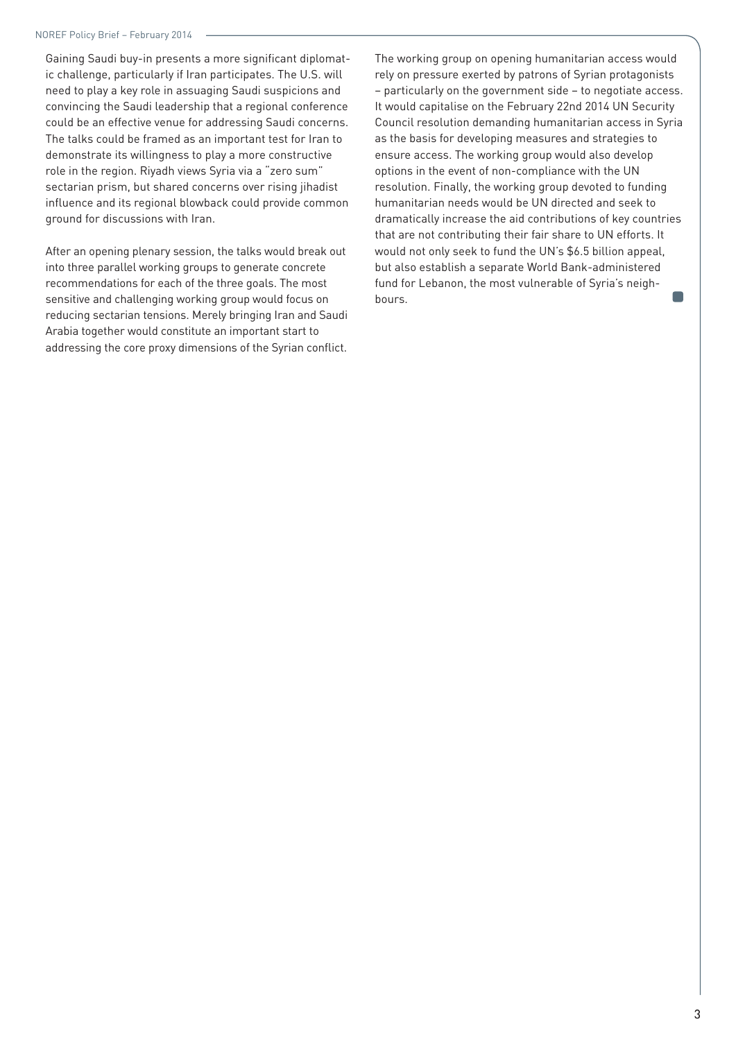Gaining Saudi buy-in presents a more significant diplomatic challenge, particularly if Iran participates. The U.S. will need to play a key role in assuaging Saudi suspicions and convincing the Saudi leadership that a regional conference could be an effective venue for addressing Saudi concerns. The talks could be framed as an important test for Iran to demonstrate its willingness to play a more constructive role in the region. Riyadh views Syria via a "zero sum" sectarian prism, but shared concerns over rising jihadist influence and its regional blowback could provide common ground for discussions with Iran.

After an opening plenary session, the talks would break out into three parallel working groups to generate concrete recommendations for each of the three goals. The most sensitive and challenging working group would focus on reducing sectarian tensions. Merely bringing Iran and Saudi Arabia together would constitute an important start to addressing the core proxy dimensions of the Syrian conflict.

The working group on opening humanitarian access would rely on pressure exerted by patrons of Syrian protagonists – particularly on the government side – to negotiate access. It would capitalise on the February 22nd 2014 UN Security Council resolution demanding humanitarian access in Syria as the basis for developing measures and strategies to ensure access. The working group would also develop options in the event of non-compliance with the UN resolution. Finally, the working group devoted to funding humanitarian needs would be UN directed and seek to dramatically increase the aid contributions of key countries that are not contributing their fair share to UN efforts. It would not only seek to fund the UN's $6.5 billion appeal, but also establish a separate World Bank-administered fund for Lebanon, the most vulnerable of Syria's neighbours.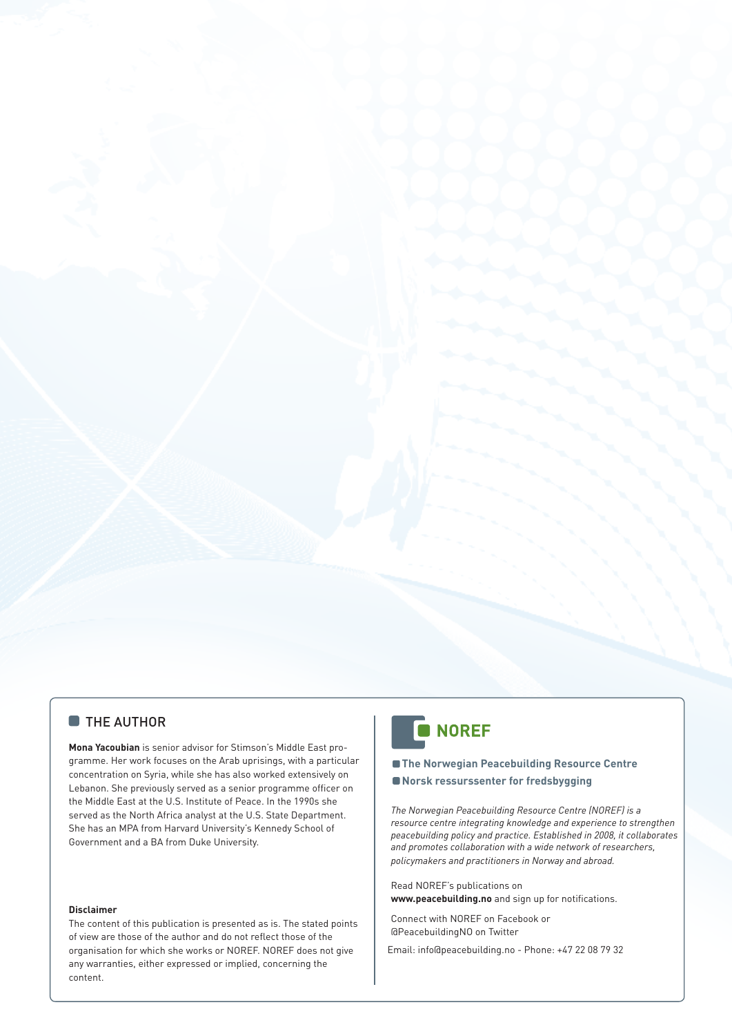## THE AUTHOR

**Mona Yacoubian** is senior advisor for Stimson's Middle East programme. Her work focuses on the Arab uprisings, with a particular concentration on Syria, while she has also worked extensively on Lebanon. She previously served as a senior programme officer on the Middle East at the U.S. Institute of Peace. In the 1990s she served as the North Africa analyst at the U.S. State Department. She has an MPA from Harvard University's Kennedy School of Government and a BA from Duke University.

**Disclaimer**

The content of this publication is presented as is. The stated points of view are those of the author and do not reflect those of the organisation for which she works or NOREF. NOREF does not give any warranties, either expressed or implied, concerning the content.

**NOREF**

**The Norwegian Peacebuilding Resource Centre**

**Norsk ressurssenter for fredsbygging**

*The Norwegian Peacebuilding Resource Centre (NOREF) is a resource centre integrating knowledge and experience to strengthen peacebuilding policy and practice. Established in 2008, it collaborates and promotes collaboration with a wide network of researchers, policymakers and practitioners in Norway and abroad.*

Read NOREF's publications on **www.peacebuilding.no** and sign up for notifications.

Connect with NOREF on Facebook or @PeacebuildingNO on Twitter

Email: info@peacebuilding.no - Phone: +47 22 08 79 32